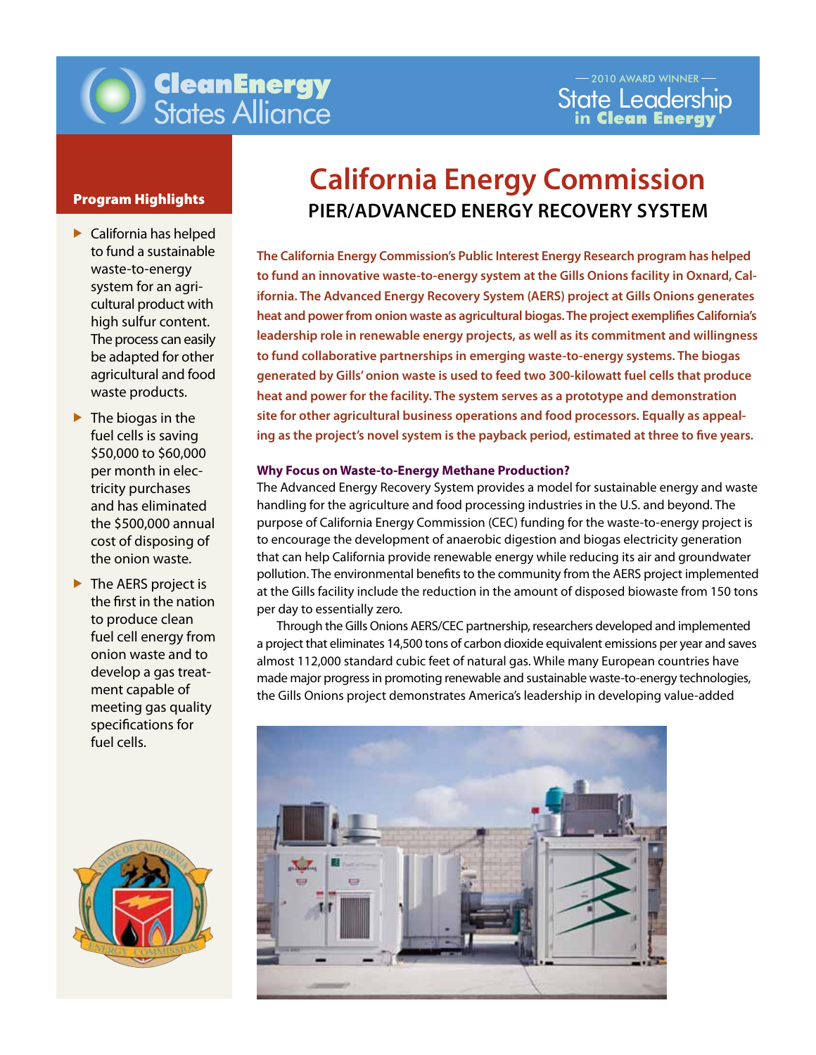CleanEnergy States Alliance

2010 AWARD WINNER — State Leadership in Clean Energy

# California Energy Commission

## PIER/ADVANCED ENERGY RECOVERY SYSTEM

**Program Highlights**

- California has helped to fund a sustainable waste-to-energy system for an agricultural product with high sulfur content. The process can easily be adapted for other agricultural and food waste products.
- The biogas in the fuel cells is saving $50,000 to $60,000 per month in electricity purchases and has eliminated the $500,000 annual cost of disposing of the onion waste.
- The AERS project is the first in the nation to produce clean fuel cell energy from onion waste and to develop a gas treatment capable of meeting gas quality specifications for fuel cells.

**The California Energy Commission's Public Interest Energy Research program has helped to fund an innovative waste-to-energy system at the Gills Onions facility in Oxnard, California. The Advanced Energy Recovery System (AERS) project at Gills Onions generates heat and power from onion waste as agricultural biogas. The project exemplifies California's leadership role in renewable energy projects, as well as its commitment and willingness to fund collaborative partnerships in emerging waste-to-energy systems. The biogas generated by Gills' onion waste is used to feed two 300-kilowatt fuel cells that produce heat and power for the facility. The system serves as a prototype and demonstration site for other agricultural business operations and food processors. Equally as appealing as the project's novel system is the payback period, estimated at three to five years.**

### Why Focus on Waste-to-Energy Methane Production?

The Advanced Energy Recovery System provides a model for sustainable energy and waste handling for the agriculture and food processing industries in the U.S. and beyond. The purpose of California Energy Commission (CEC) funding for the waste-to-energy project is to encourage the development of anaerobic digestion and biogas electricity generation that can help California provide renewable energy while reducing its air and groundwater pollution. The environmental benefits to the community from the AERS project implemented at the Gills facility include the reduction in the amount of disposed biowaste from 150 tons per day to essentially zero.

Through the Gills Onions AERS/CEC partnership, researchers developed and implemented a project that eliminates 14,500 tons of carbon dioxide equivalent emissions per year and saves almost 112,000 standard cubic feet of natural gas. While many European countries have made major progress in promoting renewable and sustainable waste-to-energy technologies, the Gills Onions project demonstrates America's leadership in developing value-added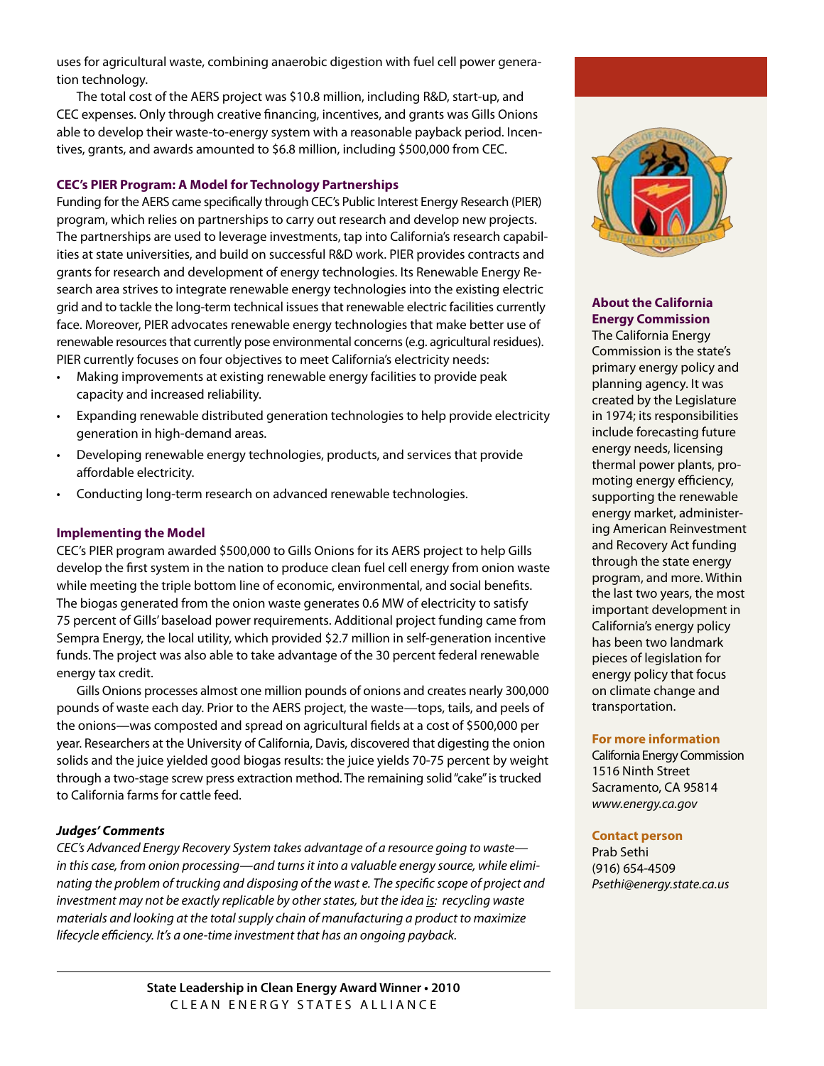uses for agricultural waste, combining anaerobic digestion with fuel cell power generation technology.

The total cost of the AERS project was $10.8 million, including R&D, start-up, and CEC expenses. Only through creative financing, incentives, and grants was Gills Onions able to develop their waste-to-energy system with a reasonable payback period. Incentives, grants, and awards amounted to $6.8 million, including $500,000 from CEC.

#### CEC's PIER Program: A Model for Technology Partnerships

Funding for the AERS came specifically through CEC's Public Interest Energy Research (PIER) program, which relies on partnerships to carry out research and develop new projects. The partnerships are used to leverage investments, tap into California's research capabilities at state universities, and build on successful R&D work. PIER provides contracts and grants for research and development of energy technologies. Its Renewable Energy Research area strives to integrate renewable energy technologies into the existing electric grid and to tackle the long-term technical issues that renewable electric facilities currently face. Moreover, PIER advocates renewable energy technologies that make better use of renewable resources that currently pose environmental concerns (e.g. agricultural residues). PIER currently focuses on four objectives to meet California's electricity needs:

- Making improvements at existing renewable energy facilities to provide peak capacity and increased reliability.
- Expanding renewable distributed generation technologies to help provide electricity generation in high-demand areas.
- Developing renewable energy technologies, products, and services that provide affordable electricity.
- Conducting long-term research on advanced renewable technologies.

#### Implementing the Model

CEC's PIER program awarded $500,000 to Gills Onions for its AERS project to help Gills develop the first system in the nation to produce clean fuel cell energy from onion waste while meeting the triple bottom line of economic, environmental, and social benefits. The biogas generated from the onion waste generates 0.6 MW of electricity to satisfy 75 percent of Gills' baseload power requirements. Additional project funding came from Sempra Energy, the local utility, which provided $2.7 million in self-generation incentive funds. The project was also able to take advantage of the 30 percent federal renewable energy tax credit.

Gills Onions processes almost one million pounds of onions and creates nearly 300,000 pounds of waste each day. Prior to the AERS project, the waste—tops, tails, and peels of the onions—was composted and spread on agricultural fields at a cost of $500,000 per year. Researchers at the University of California, Davis, discovered that digesting the onion solids and the juice yielded good biogas results: the juice yields 70-75 percent by weight through a two-stage screw press extraction method. The remaining solid "cake" is trucked to California farms for cattle feed.

#### *Judges' Comments*

*CEC's Advanced Energy Recovery System takes advantage of a resource going to waste—in this case, from onion processing—and turns it into a valuable energy source, while eliminating the problem of trucking and disposing of the wast e. The specific scope of project and investment may not be exactly replicable by other states, but the idea is: recycling waste materials and looking at the total supply chain of manufacturing a product to maximize lifecycle efficiency. It's a one-time investment that has an ongoing payback.*

#### About the California Energy Commission

The California Energy Commission is the state's primary energy policy and planning agency. It was created by the Legislature in 1974; its responsibilities include forecasting future energy needs, licensing thermal power plants, promoting energy efficiency, supporting the renewable energy market, administering American Reinvestment and Recovery Act funding through the state energy program, and more. Within the last two years, the most important development in California's energy policy has been two landmark pieces of legislation for energy policy that focus on climate change and transportation.

#### For more information

California Energy Commission
1516 Ninth Street
Sacramento, CA 95814
*www.energy.ca.gov*

#### Contact person

Prab Sethi
(916) 654-4509
*Psethi@energy.state.ca.us*